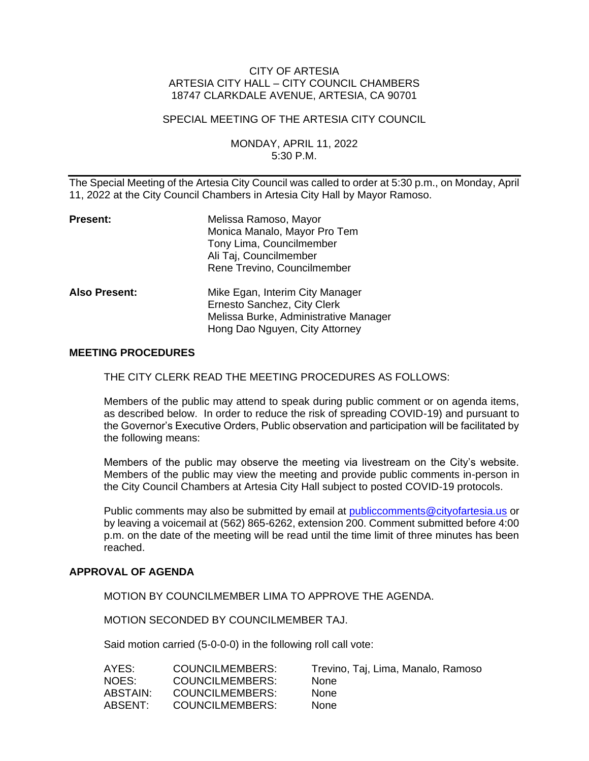CITY OF ARTESIA
ARTESIA CITY HALL – CITY COUNCIL CHAMBERS
18747 CLARKDALE AVENUE, ARTESIA, CA 90701

SPECIAL MEETING OF THE ARTESIA CITY COUNCIL

MONDAY, APRIL 11, 2022
5:30 P.M.

---

The Special Meeting of the Artesia City Council was called to order at 5:30 p.m., on Monday, April 11, 2022 at the City Council Chambers in Artesia City Hall by Mayor Ramoso.

| | |
|---|---|
| **Present:** | Melissa Ramoso, Mayor<br>Monica Manalo, Mayor Pro Tem<br>Tony Lima, Councilmember<br>Ali Taj, Councilmember<br>Rene Trevino, Councilmember |
| **Also Present:** | Mike Egan, Interim City Manager<br>Ernesto Sanchez, City Clerk<br>Melissa Burke, Administrative Manager<br>Hong Dao Nguyen, City Attorney |

## MEETING PROCEDURES

THE CITY CLERK READ THE MEETING PROCEDURES AS FOLLOWS:

Members of the public may attend to speak during public comment or on agenda items, as described below. In order to reduce the risk of spreading COVID-19) and pursuant to the Governor's Executive Orders, Public observation and participation will be facilitated by the following means:

Members of the public may observe the meeting via livestream on the City's website. Members of the public may view the meeting and provide public comments in-person in the City Council Chambers at Artesia City Hall subject to posted COVID-19 protocols.

Public comments may also be submitted by email at publiccomments@cityofartesia.us or by leaving a voicemail at (562) 865-6262, extension 200. Comment submitted before 4:00 p.m. on the date of the meeting will be read until the time limit of three minutes has been reached.

## APPROVAL OF AGENDA

MOTION BY COUNCILMEMBER LIMA TO APPROVE THE AGENDA.

MOTION SECONDED BY COUNCILMEMBER TAJ.

Said motion carried (5-0-0-0) in the following roll call vote:

| | | |
|---|---|---|
| AYES: | COUNCILMEMBERS: | Trevino, Taj, Lima, Manalo, Ramoso |
| NOES: | COUNCILMEMBERS: | None |
| ABSTAIN: | COUNCILMEMBERS: | None |
| ABSENT: | COUNCILMEMBERS: | None |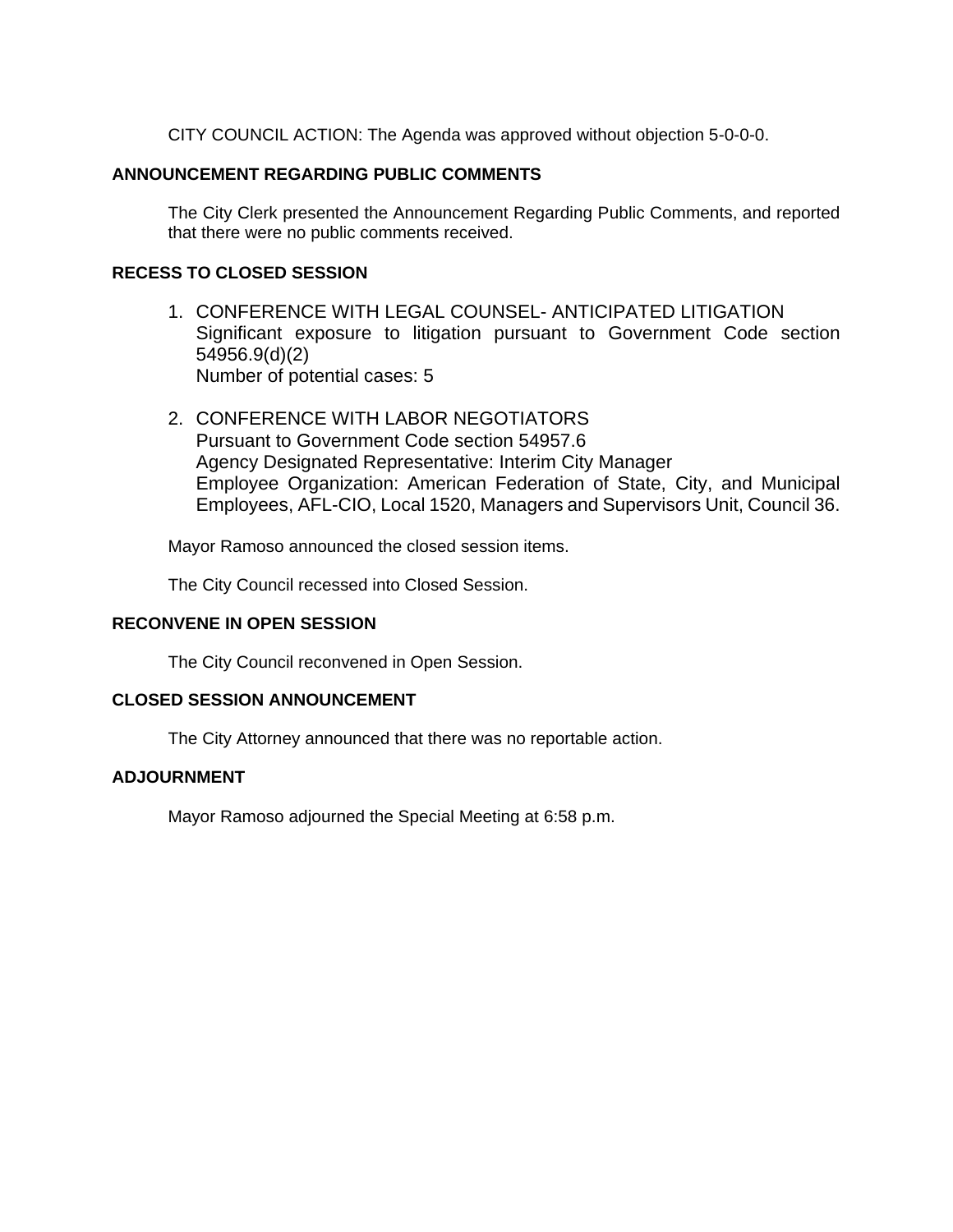CITY COUNCIL ACTION: The Agenda was approved without objection 5-0-0-0.

## ANNOUNCEMENT REGARDING PUBLIC COMMENTS

The City Clerk presented the Announcement Regarding Public Comments, and reported that there were no public comments received.

## RECESS TO CLOSED SESSION

1. CONFERENCE WITH LEGAL COUNSEL- ANTICIPATED LITIGATION
   Significant exposure to litigation pursuant to Government Code section 54956.9(d)(2)
   Number of potential cases: 5

2. CONFERENCE WITH LABOR NEGOTIATORS
   Pursuant to Government Code section 54957.6
   Agency Designated Representative: Interim City Manager
   Employee Organization: American Federation of State, City, and Municipal Employees, AFL-CIO, Local 1520, Managers and Supervisors Unit, Council 36.

Mayor Ramoso announced the closed session items.

The City Council recessed into Closed Session.

## RECONVENE IN OPEN SESSION

The City Council reconvened in Open Session.

## CLOSED SESSION ANNOUNCEMENT

The City Attorney announced that there was no reportable action.

## ADJOURNMENT

Mayor Ramoso adjourned the Special Meeting at 6:58 p.m.